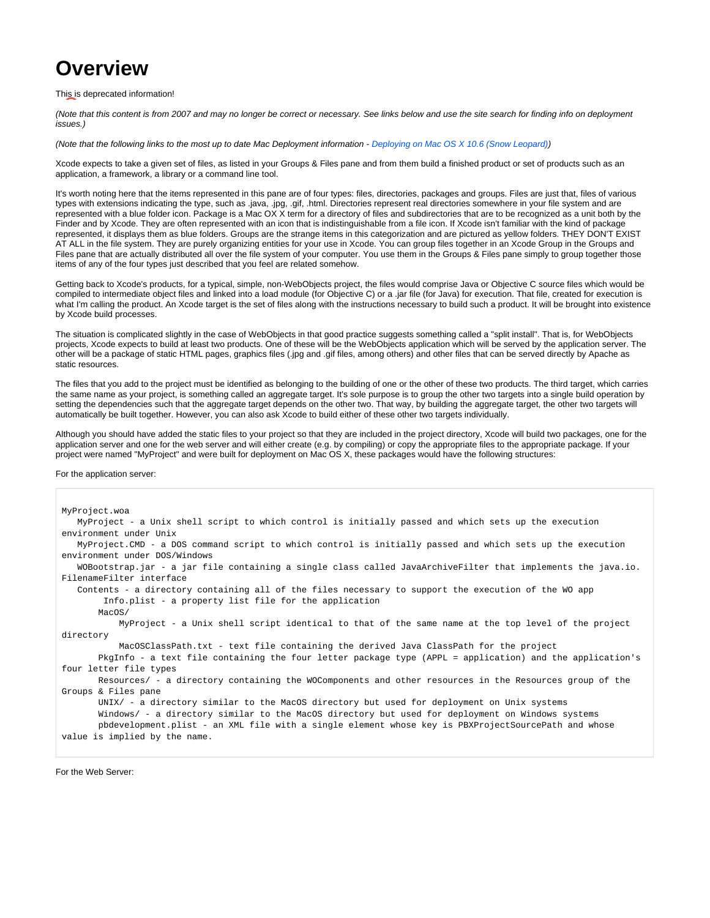# Overview

This is deprecated information!

*(Note that this content is from 2007 and may no longer be correct or necessary. See links below and use the site search for finding info on deployment issues.)*

*(Note that the following links to the most up to date Mac Deployment information - Deploying on Mac OS X 10.6 (Snow Leopard))*

Xcode expects to take a given set of files, as listed in your Groups & Files pane and from them build a finished product or set of products such as an application, a framework, a library or a command line tool.

It's worth noting here that the items represented in this pane are of four types: files, directories, packages and groups. Files are just that, files of various types with extensions indicating the type, such as .java, .jpg, .gif, .html. Directories represent real directories somewhere in your file system and are represented with a blue folder icon. Package is a Mac OX X term for a directory of files and subdirectories that are to be recognized as a unit both by the Finder and by Xcode. They are often represented with an icon that is indistinguishable from a file icon. If Xcode isn't familiar with the kind of package represented, it displays them as blue folders. Groups are the strange items in this categorization and are pictured as yellow folders. THEY DON'T EXIST AT ALL in the file system. They are purely organizing entities for your use in Xcode. You can group files together in an Xcode Group in the Groups and Files pane that are actually distributed all over the file system of your computer. You use them in the Groups & Files pane simply to group together those items of any of the four types just described that you feel are related somehow.

Getting back to Xcode's products, for a typical, simple, non-WebObjects project, the files would comprise Java or Objective C source files which would be compiled to intermediate object files and linked into a load module (for Objective C) or a .jar file (for Java) for execution. That file, created for execution is what I'm calling the product. An Xcode target is the set of files along with the instructions necessary to build such a product. It will be brought into existence by Xcode build processes.

The situation is complicated slightly in the case of WebObjects in that good practice suggests something called a "split install". That is, for WebObjects projects, Xcode expects to build at least two products. One of these will be the WebObjects application which will be served by the application server. The other will be a package of static HTML pages, graphics files (.jpg and .gif files, among others) and other files that can be served directly by Apache as static resources.

The files that you add to the project must be identified as belonging to the building of one or the other of these two products. The third target, which carries the same name as your project, is something called an aggregate target. It's sole purpose is to group the other two targets into a single build operation by setting the dependencies such that the aggregate target depends on the other two. That way, by building the aggregate target, the other two targets will automatically be built together. However, you can also ask Xcode to build either of these other two targets individually.

Although you should have added the static files to your project so that they are included in the project directory, Xcode will build two packages, one for the application server and one for the web server and will either create (e.g. by compiling) or copy the appropriate files to the appropriate package. If your project were named "MyProject" and were built for deployment on Mac OS X, these packages would have the following structures:

For the application server:

```
MyProject.woa
   MyProject - a Unix shell script to which control is initially passed and which sets up the execution environment under Unix
   MyProject.CMD - a DOS command script to which control is initially passed and which sets up the execution environment under DOS/Windows
   WOBootstrap.jar - a jar file containing a single class called JavaArchiveFilter that implements the java.io.FilenameFilter interface
   Contents - a directory containing all of the files necessary to support the execution of the WO app
        Info.plist - a property list file for the application
       MacOS/
           MyProject - a Unix shell script identical to that of the same name at the top level of the project directory
           MacOSClassPath.txt - text file containing the derived Java ClassPath for the project
       PkgInfo - a text file containing the four letter package type (APPL = application) and the application's four letter file types
       Resources/ - a directory containing the WOComponents and other resources in the Resources group of the Groups & Files pane
       UNIX/ - a directory similar to the MacOS directory but used for deployment on Unix systems
       Windows/ - a directory similar to the MacOS directory but used for deployment on Windows systems
       pbdevelopment.plist - an XML file with a single element whose key is PBXProjectSourcePath and whose value is implied by the name.
```

For the Web Server: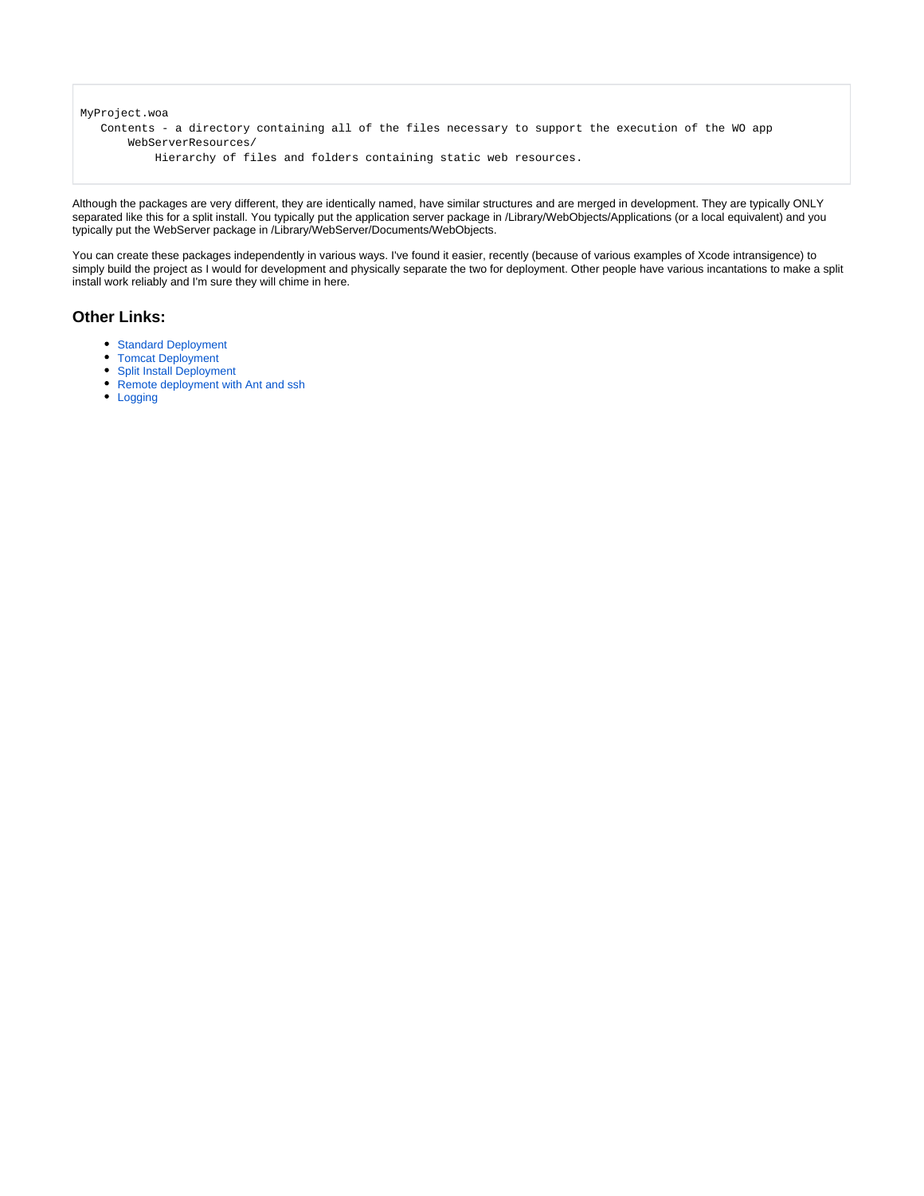```
MyProject.woa
   Contents - a directory containing all of the files necessary to support the execution of the WO app
       WebServerResources/
           Hierarchy of files and folders containing static web resources.
```

Although the packages are very different, they are identically named, have similar structures and are merged in development. They are typically ONLY separated like this for a split install. You typically put the application server package in /Library/WebObjects/Applications (or a local equivalent) and you typically put the WebServer package in /Library/WebServer/Documents/WebObjects.

You can create these packages independently in various ways. I've found it easier, recently (because of various examples of Xcode intransigence) to simply build the project as I would for development and physically separate the two for deployment. Other people have various incantations to make a split install work reliably and I'm sure they will chime in here.

### Other Links:

- Standard Deployment
- Tomcat Deployment
- Split Install Deployment
- Remote deployment with Ant and ssh
- Logging